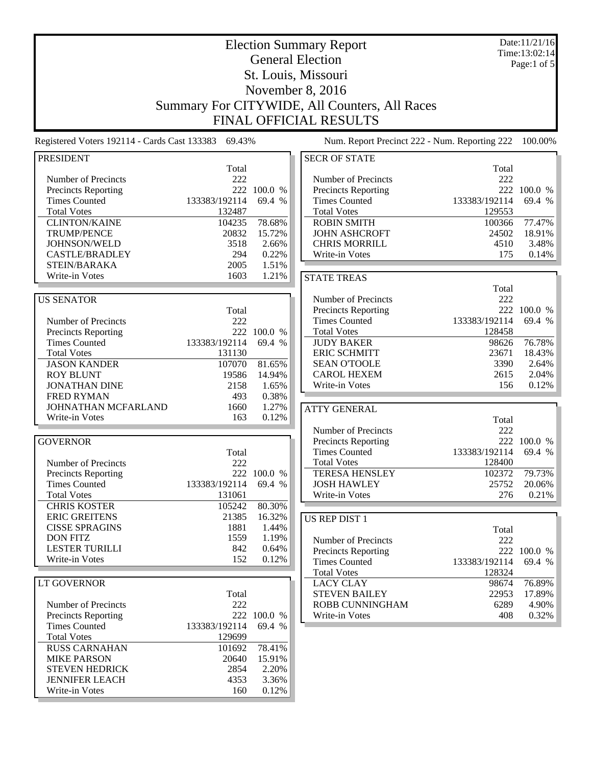# Election Summary Report

## General Election

## St. Louis, Missouri

## November 8, 2016

## Summary For CITYWIDE, All Counters, All Races

## FINAL OFFICIAL RESULTS

Date:11/21/16
Time:13:02:14

Registered Voters 192114 - Cards Cast 133383 69.43%

Num. Report Precinct 222 - Num. Reporting 222 100.00%

### PRESIDENT

| | Total | |
|---|---|---|
| Number of Precincts | 222 | |
| Precincts Reporting | 222 | 100.0 % |
| Times Counted | 133383/192114 | 69.4 % |
| Total Votes | 132487 | |
| CLINTON/KAINE | 104235 | 78.68% |
| TRUMP/PENCE | 20832 | 15.72% |
| JOHNSON/WELD | 3518 | 2.66% |
| CASTLE/BRADLEY | 294 | 0.22% |
| STEIN/BARAKA | 2005 | 1.51% |
| Write-in Votes | 1603 | 1.21% |

### US SENATOR

| | Total | |
|---|---|---|
| Number of Precincts | 222 | |
| Precincts Reporting | 222 | 100.0 % |
| Times Counted | 133383/192114 | 69.4 % |
| Total Votes | 131130 | |
| JASON KANDER | 107070 | 81.65% |
| ROY BLUNT | 19586 | 14.94% |
| JONATHAN DINE | 2158 | 1.65% |
| FRED RYMAN | 493 | 0.38% |
| JOHNATHAN MCFARLAND | 1660 | 1.27% |
| Write-in Votes | 163 | 0.12% |

### GOVERNOR

| | Total | |
|---|---|---|
| Number of Precincts | 222 | |
| Precincts Reporting | 222 | 100.0 % |
| Times Counted | 133383/192114 | 69.4 % |
| Total Votes | 131061 | |
| CHRIS KOSTER | 105242 | 80.30% |
| ERIC GREITENS | 21385 | 16.32% |
| CISSE SPRAGINS | 1881 | 1.44% |
| DON FITZ | 1559 | 1.19% |
| LESTER TURILLI | 842 | 0.64% |
| Write-in Votes | 152 | 0.12% |

### LT GOVERNOR

| | Total | |
|---|---|---|
| Number of Precincts | 222 | |
| Precincts Reporting | 222 | 100.0 % |
| Times Counted | 133383/192114 | 69.4 % |
| Total Votes | 129699 | |
| RUSS CARNAHAN | 101692 | 78.41% |
| MIKE PARSON | 20640 | 15.91% |
| STEVEN HEDRICK | 2854 | 2.20% |
| JENNIFER LEACH | 4353 | 3.36% |
| Write-in Votes | 160 | 0.12% |

### SECR OF STATE

| | Total | |
|---|---|---|
| Number of Precincts | 222 | |
| Precincts Reporting | 222 | 100.0 % |
| Times Counted | 133383/192114 | 69.4 % |
| Total Votes | 129553 | |
| ROBIN SMITH | 100366 | 77.47% |
| JOHN ASHCROFT | 24502 | 18.91% |
| CHRIS MORRILL | 4510 | 3.48% |
| Write-in Votes | 175 | 0.14% |

### STATE TREAS

| | Total | |
|---|---|---|
| Number of Precincts | 222 | |
| Precincts Reporting | 222 | 100.0 % |
| Times Counted | 133383/192114 | 69.4 % |
| Total Votes | 128458 | |
| JUDY BAKER | 98626 | 76.78% |
| ERIC SCHMITT | 23671 | 18.43% |
| SEAN O'TOOLE | 3390 | 2.64% |
| CAROL HEXEM | 2615 | 2.04% |
| Write-in Votes | 156 | 0.12% |

### ATTY GENERAL

| | Total | |
|---|---|---|
| Number of Precincts | 222 | |
| Precincts Reporting | 222 | 100.0 % |
| Times Counted | 133383/192114 | 69.4 % |
| Total Votes | 128400 | |
| TERESA HENSLEY | 102372 | 79.73% |
| JOSH HAWLEY | 25752 | 20.06% |
| Write-in Votes | 276 | 0.21% |

### US REP DIST 1

| | Total | |
|---|---|---|
| Number of Precincts | 222 | |
| Precincts Reporting | 222 | 100.0 % |
| Times Counted | 133383/192114 | 69.4 % |
| Total Votes | 128324 | |
| LACY CLAY | 98674 | 76.89% |
| STEVEN BAILEY | 22953 | 17.89% |
| ROBB CUNNINGHAM | 6289 | 4.90% |
| Write-in Votes | 408 | 0.32% |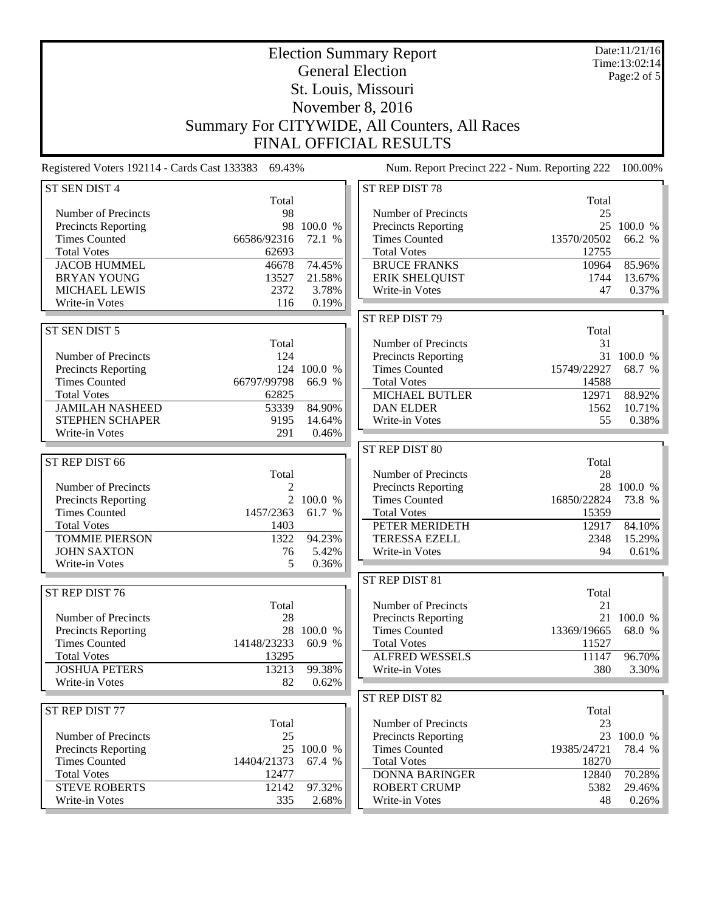# Election Summary Report

## General Election

## St. Louis, Missouri

## November 8, 2016

## Summary For CITYWIDE, All Counters, All Races

## FINAL OFFICIAL RESULTS

Date:11/21/16
Time:13:02:14

Registered Voters 192114 - Cards Cast 133383 69.43%

Num. Report Precinct 222 - Num. Reporting 222 100.00%

### ST SEN DIST 4

| | Total | |
|---|---|---|
| Number of Precincts | 98 | |
| Precincts Reporting | 98 | 100.0 % |
| Times Counted | 66586/92316 | 72.1 % |
| Total Votes | 62693 | |
| JACOB HUMMEL | 46678 | 74.45% |
| BRYAN YOUNG | 13527 | 21.58% |
| MICHAEL LEWIS | 2372 | 3.78% |
| Write-in Votes | 116 | 0.19% |

### ST SEN DIST 5

| | Total | |
|---|---|---|
| Number of Precincts | 124 | |
| Precincts Reporting | 124 | 100.0 % |
| Times Counted | 66797/99798 | 66.9 % |
| Total Votes | 62825 | |
| JAMILAH NASHEED | 53339 | 84.90% |
| STEPHEN SCHAPER | 9195 | 14.64% |
| Write-in Votes | 291 | 0.46% |

### ST REP DIST 66

| | Total | |
|---|---|---|
| Number of Precincts | 2 | |
| Precincts Reporting | 2 | 100.0 % |
| Times Counted | 1457/2363 | 61.7 % |
| Total Votes | 1403 | |
| TOMMIE PIERSON | 1322 | 94.23% |
| JOHN SAXTON | 76 | 5.42% |
| Write-in Votes | 5 | 0.36% |

### ST REP DIST 76

| | Total | |
|---|---|---|
| Number of Precincts | 28 | |
| Precincts Reporting | 28 | 100.0 % |
| Times Counted | 14148/23233 | 60.9 % |
| Total Votes | 13295 | |
| JOSHUA PETERS | 13213 | 99.38% |
| Write-in Votes | 82 | 0.62% |

### ST REP DIST 77

| | Total | |
|---|---|---|
| Number of Precincts | 25 | |
| Precincts Reporting | 25 | 100.0 % |
| Times Counted | 14404/21373 | 67.4 % |
| Total Votes | 12477 | |
| STEVE ROBERTS | 12142 | 97.32% |
| Write-in Votes | 335 | 2.68% |

### ST REP DIST 78

| | Total | |
|---|---|---|
| Number of Precincts | 25 | |
| Precincts Reporting | 25 | 100.0 % |
| Times Counted | 13570/20502 | 66.2 % |
| Total Votes | 12755 | |
| BRUCE FRANKS | 10964 | 85.96% |
| ERIK SHELQUIST | 1744 | 13.67% |
| Write-in Votes | 47 | 0.37% |

### ST REP DIST 79

| | Total | |
|---|---|---|
| Number of Precincts | 31 | |
| Precincts Reporting | 31 | 100.0 % |
| Times Counted | 15749/22927 | 68.7 % |
| Total Votes | 14588 | |
| MICHAEL BUTLER | 12971 | 88.92% |
| DAN ELDER | 1562 | 10.71% |
| Write-in Votes | 55 | 0.38% |

### ST REP DIST 80

| | Total | |
|---|---|---|
| Number of Precincts | 28 | |
| Precincts Reporting | 28 | 100.0 % |
| Times Counted | 16850/22824 | 73.8 % |
| Total Votes | 15359 | |
| PETER MERIDETH | 12917 | 84.10% |
| TERESSA EZELL | 2348 | 15.29% |
| Write-in Votes | 94 | 0.61% |

### ST REP DIST 81

| | Total | |
|---|---|---|
| Number of Precincts | 21 | |
| Precincts Reporting | 21 | 100.0 % |
| Times Counted | 13369/19665 | 68.0 % |
| Total Votes | 11527 | |
| ALFRED WESSELS | 11147 | 96.70% |
| Write-in Votes | 380 | 3.30% |

### ST REP DIST 82

| | Total | |
|---|---|---|
| Number of Precincts | 23 | |
| Precincts Reporting | 23 | 100.0 % |
| Times Counted | 19385/24721 | 78.4 % |
| Total Votes | 18270 | |
| DONNA BARINGER | 12840 | 70.28% |
| ROBERT CRUMP | 5382 | 29.46% |
| Write-in Votes | 48 | 0.26% |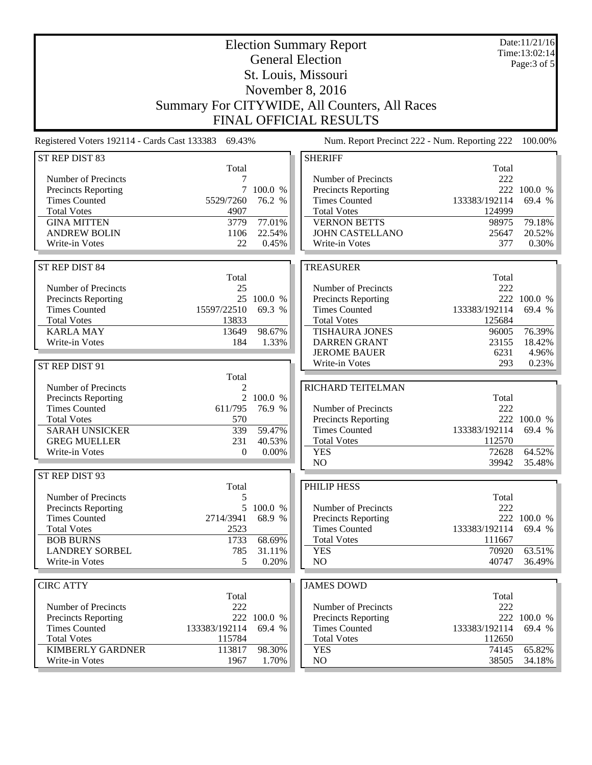# Election Summary Report

## General Election

## St. Louis, Missouri

## November 8, 2016

## Summary For CITYWIDE, All Counters, All Races

## FINAL OFFICIAL RESULTS

Date:11/21/16
Time:13:02:14

Registered Voters 192114 - Cards Cast 133383 69.43%

Num. Report Precinct 222 - Num. Reporting 222 100.00%

### ST REP DIST 83

| | Total | |
|---|---|---|
| Number of Precincts | 7 | |
| Precincts Reporting | 7 | 100.0 % |
| Times Counted | 5529/7260 | 76.2 % |
| Total Votes | 4907 | |
| GINA MITTEN | 3779 | 77.01% |
| ANDREW BOLIN | 1106 | 22.54% |
| Write-in Votes | 22 | 0.45% |

### ST REP DIST 84

| | Total | |
|---|---|---|
| Number of Precincts | 25 | |
| Precincts Reporting | 25 | 100.0 % |
| Times Counted | 15597/22510 | 69.3 % |
| Total Votes | 13833 | |
| KARLA MAY | 13649 | 98.67% |
| Write-in Votes | 184 | 1.33% |

### ST REP DIST 91

| | Total | |
|---|---|---|
| Number of Precincts | 2 | |
| Precincts Reporting | 2 | 100.0 % |
| Times Counted | 611/795 | 76.9 % |
| Total Votes | 570 | |
| SARAH UNSICKER | 339 | 59.47% |
| GREG MUELLER | 231 | 40.53% |
| Write-in Votes | 0 | 0.00% |

### ST REP DIST 93

| | Total | |
|---|---|---|
| Number of Precincts | 5 | |
| Precincts Reporting | 5 | 100.0 % |
| Times Counted | 2714/3941 | 68.9 % |
| Total Votes | 2523 | |
| BOB BURNS | 1733 | 68.69% |
| LANDREY SORBEL | 785 | 31.11% |
| Write-in Votes | 5 | 0.20% |

### CIRC ATTY

| | Total | |
|---|---|---|
| Number of Precincts | 222 | |
| Precincts Reporting | 222 | 100.0 % |
| Times Counted | 133383/192114 | 69.4 % |
| Total Votes | 115784 | |
| KIMBERLY GARDNER | 113817 | 98.30% |
| Write-in Votes | 1967 | 1.70% |

### SHERIFF

| | Total | |
|---|---|---|
| Number of Precincts | 222 | |
| Precincts Reporting | 222 | 100.0 % |
| Times Counted | 133383/192114 | 69.4 % |
| Total Votes | 124999 | |
| VERNON BETTS | 98975 | 79.18% |
| JOHN CASTELLANO | 25647 | 20.52% |
| Write-in Votes | 377 | 0.30% |

### TREASURER

| | Total | |
|---|---|---|
| Number of Precincts | 222 | |
| Precincts Reporting | 222 | 100.0 % |
| Times Counted | 133383/192114 | 69.4 % |
| Total Votes | 125684 | |
| TISHAURA JONES | 96005 | 76.39% |
| DARREN GRANT | 23155 | 18.42% |
| JEROME BAUER | 6231 | 4.96% |
| Write-in Votes | 293 | 0.23% |

### RICHARD TEITELMAN

| | Total | |
|---|---|---|
| Number of Precincts | 222 | |
| Precincts Reporting | 222 | 100.0 % |
| Times Counted | 133383/192114 | 69.4 % |
| Total Votes | 112570 | |
| YES | 72628 | 64.52% |
| NO | 39942 | 35.48% |

### PHILIP HESS

| | Total | |
|---|---|---|
| Number of Precincts | 222 | |
| Precincts Reporting | 222 | 100.0 % |
| Times Counted | 133383/192114 | 69.4 % |
| Total Votes | 111667 | |
| YES | 70920 | 63.51% |
| NO | 40747 | 36.49% |

### JAMES DOWD

| | Total | |
|---|---|---|
| Number of Precincts | 222 | |
| Precincts Reporting | 222 | 100.0 % |
| Times Counted | 133383/192114 | 69.4 % |
| Total Votes | 112650 | |
| YES | 74145 | 65.82% |
| NO | 38505 | 34.18% |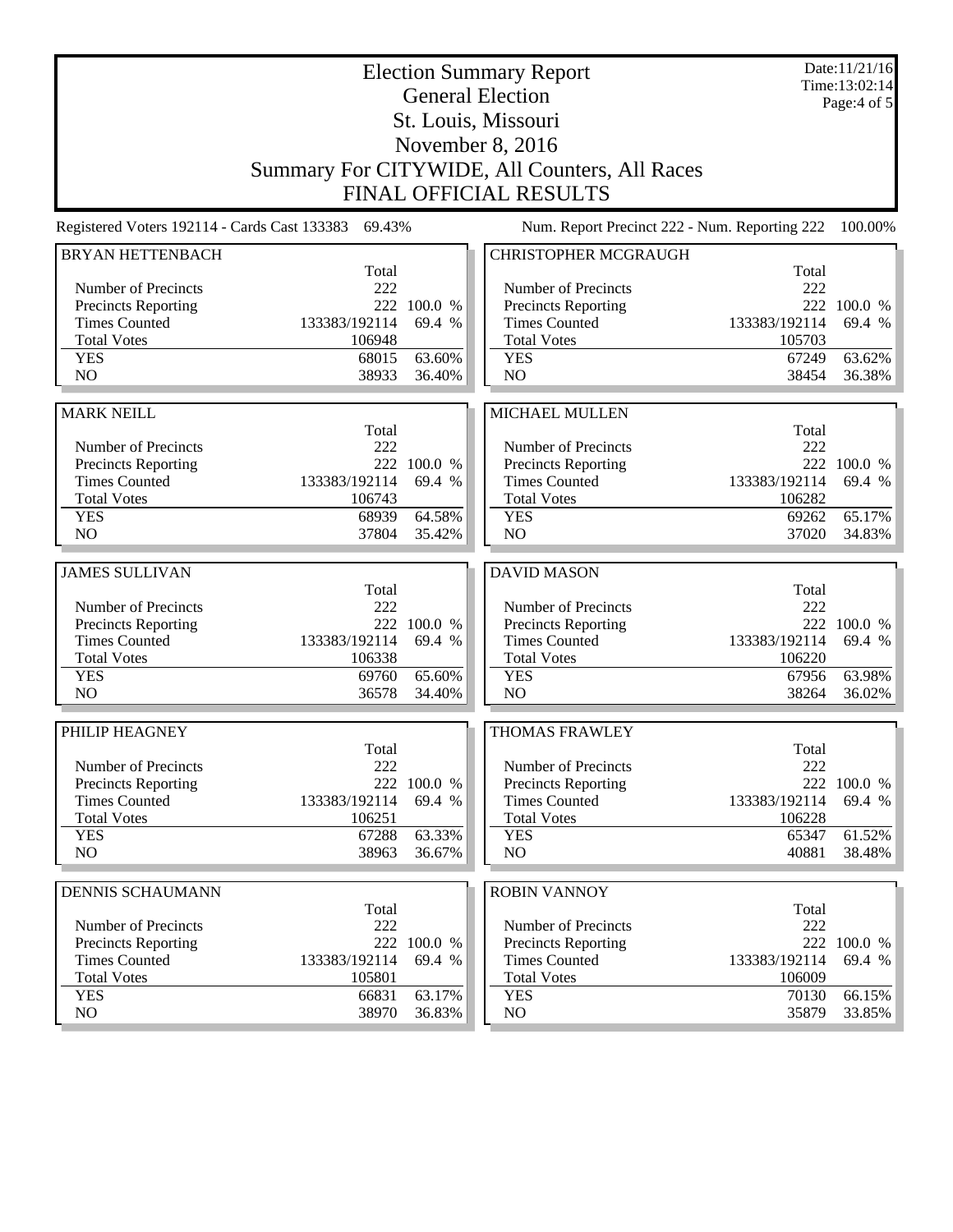# Election Summary Report

## General Election

## St. Louis, Missouri

## November 8, 2016

## Summary For CITYWIDE, All Counters, All Races

## FINAL OFFICIAL RESULTS

Date:11/21/16
Time:13:02:14

Registered Voters 192114 - Cards Cast 133383 69.43%

Num. Report Precinct 222 - Num. Reporting 222 100.00%

### BRYAN HETTENBACH

| | Total | |
|---|---|---|
| Number of Precincts | 222 | |
| Precincts Reporting | 222 | 100.0 % |
| Times Counted | 133383/192114 | 69.4 % |
| Total Votes | 106948 | |
| YES | 68015 | 63.60% |
| NO | 38933 | 36.40% |

### CHRISTOPHER MCGRAUGH

| | Total | |
|---|---|---|
| Number of Precincts | 222 | |
| Precincts Reporting | 222 | 100.0 % |
| Times Counted | 133383/192114 | 69.4 % |
| Total Votes | 105703 | |
| YES | 67249 | 63.62% |
| NO | 38454 | 36.38% |

### MARK NEILL

| | Total | |
|---|---|---|
| Number of Precincts | 222 | |
| Precincts Reporting | 222 | 100.0 % |
| Times Counted | 133383/192114 | 69.4 % |
| Total Votes | 106743 | |
| YES | 68939 | 64.58% |
| NO | 37804 | 35.42% |

### MICHAEL MULLEN

| | Total | |
|---|---|---|
| Number of Precincts | 222 | |
| Precincts Reporting | 222 | 100.0 % |
| Times Counted | 133383/192114 | 69.4 % |
| Total Votes | 106282 | |
| YES | 69262 | 65.17% |
| NO | 37020 | 34.83% |

### JAMES SULLIVAN

| | Total | |
|---|---|---|
| Number of Precincts | 222 | |
| Precincts Reporting | 222 | 100.0 % |
| Times Counted | 133383/192114 | 69.4 % |
| Total Votes | 106338 | |
| YES | 69760 | 65.60% |
| NO | 36578 | 34.40% |

### DAVID MASON

| | Total | |
|---|---|---|
| Number of Precincts | 222 | |
| Precincts Reporting | 222 | 100.0 % |
| Times Counted | 133383/192114 | 69.4 % |
| Total Votes | 106220 | |
| YES | 67956 | 63.98% |
| NO | 38264 | 36.02% |

### PHILIP HEAGNEY

| | Total | |
|---|---|---|
| Number of Precincts | 222 | |
| Precincts Reporting | 222 | 100.0 % |
| Times Counted | 133383/192114 | 69.4 % |
| Total Votes | 106251 | |
| YES | 67288 | 63.33% |
| NO | 38963 | 36.67% |

### THOMAS FRAWLEY

| | Total | |
|---|---|---|
| Number of Precincts | 222 | |
| Precincts Reporting | 222 | 100.0 % |
| Times Counted | 133383/192114 | 69.4 % |
| Total Votes | 106228 | |
| YES | 65347 | 61.52% |
| NO | 40881 | 38.48% |

### DENNIS SCHAUMANN

| | Total | |
|---|---|---|
| Number of Precincts | 222 | |
| Precincts Reporting | 222 | 100.0 % |
| Times Counted | 133383/192114 | 69.4 % |
| Total Votes | 105801 | |
| YES | 66831 | 63.17% |
| NO | 38970 | 36.83% |

### ROBIN VANNOY

| | Total | |
|---|---|---|
| Number of Precincts | 222 | |
| Precincts Reporting | 222 | 100.0 % |
| Times Counted | 133383/192114 | 69.4 % |
| Total Votes | 106009 | |
| YES | 70130 | 66.15% |
| NO | 35879 | 33.85% |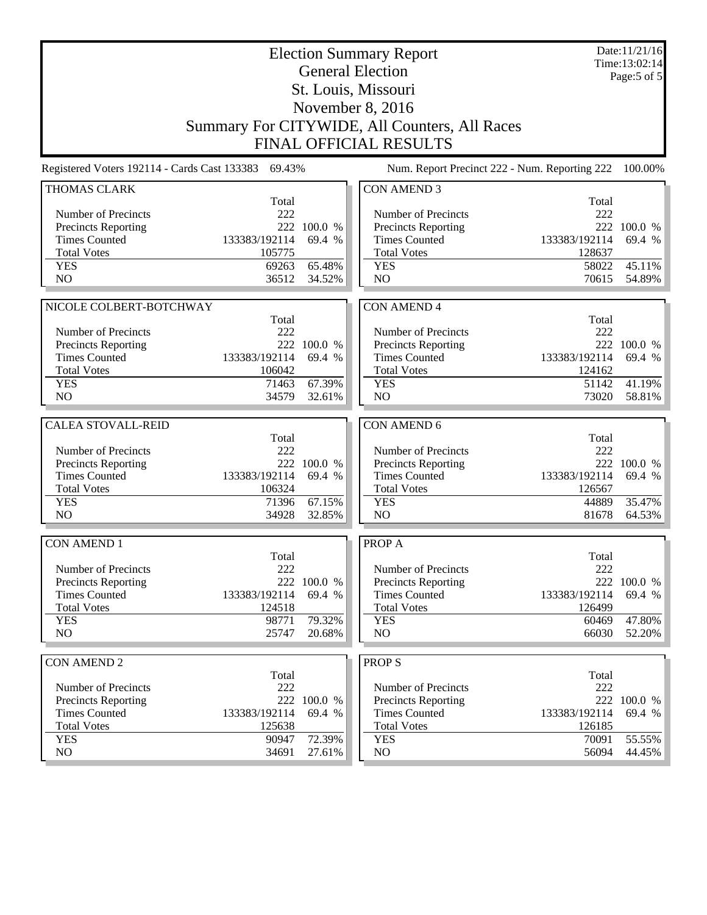# Election Summary Report

## General Election
## St. Louis, Missouri
## November 8, 2016
## Summary For CITYWIDE, All Counters, All Races
## FINAL OFFICIAL RESULTS

Date:11/21/16
Time:13:02:14

Registered Voters 192114 - Cards Cast 133383 69.43%

Num. Report Precinct 222 - Num. Reporting 222 100.00%

### THOMAS CLARK

| | Total | |
|---|---|---|
| Number of Precincts | 222 | |
| Precincts Reporting | 222 | 100.0 % |
| Times Counted | 133383/192114 | 69.4 % |
| Total Votes | 105775 | |
| YES | 69263 | 65.48% |
| NO | 36512 | 34.52% |

### NICOLE COLBERT-BOTCHWAY

| | Total | |
|---|---|---|
| Number of Precincts | 222 | |
| Precincts Reporting | 222 | 100.0 % |
| Times Counted | 133383/192114 | 69.4 % |
| Total Votes | 106042 | |
| YES | 71463 | 67.39% |
| NO | 34579 | 32.61% |

### CALEA STOVALL-REID

| | Total | |
|---|---|---|
| Number of Precincts | 222 | |
| Precincts Reporting | 222 | 100.0 % |
| Times Counted | 133383/192114 | 69.4 % |
| Total Votes | 106324 | |
| YES | 71396 | 67.15% |
| NO | 34928 | 32.85% |

### CON AMEND 1

| | Total | |
|---|---|---|
| Number of Precincts | 222 | |
| Precincts Reporting | 222 | 100.0 % |
| Times Counted | 133383/192114 | 69.4 % |
| Total Votes | 124518 | |
| YES | 98771 | 79.32% |
| NO | 25747 | 20.68% |

### CON AMEND 2

| | Total | |
|---|---|---|
| Number of Precincts | 222 | |
| Precincts Reporting | 222 | 100.0 % |
| Times Counted | 133383/192114 | 69.4 % |
| Total Votes | 125638 | |
| YES | 90947 | 72.39% |
| NO | 34691 | 27.61% |

### CON AMEND 3

| | Total | |
|---|---|---|
| Number of Precincts | 222 | |
| Precincts Reporting | 222 | 100.0 % |
| Times Counted | 133383/192114 | 69.4 % |
| Total Votes | 128637 | |
| YES | 58022 | 45.11% |
| NO | 70615 | 54.89% |

### CON AMEND 4

| | Total | |
|---|---|---|
| Number of Precincts | 222 | |
| Precincts Reporting | 222 | 100.0 % |
| Times Counted | 133383/192114 | 69.4 % |
| Total Votes | 124162 | |
| YES | 51142 | 41.19% |
| NO | 73020 | 58.81% |

### CON AMEND 6

| | Total | |
|---|---|---|
| Number of Precincts | 222 | |
| Precincts Reporting | 222 | 100.0 % |
| Times Counted | 133383/192114 | 69.4 % |
| Total Votes | 126567 | |
| YES | 44889 | 35.47% |
| NO | 81678 | 64.53% |

### PROP A

| | Total | |
|---|---|---|
| Number of Precincts | 222 | |
| Precincts Reporting | 222 | 100.0 % |
| Times Counted | 133383/192114 | 69.4 % |
| Total Votes | 126499 | |
| YES | 60469 | 47.80% |
| NO | 66030 | 52.20% |

### PROP S

| | Total | |
|---|---|---|
| Number of Precincts | 222 | |
| Precincts Reporting | 222 | 100.0 % |
| Times Counted | 133383/192114 | 69.4 % |
| Total Votes | 126185 | |
| YES | 70091 | 55.55% |
| NO | 56094 | 44.45% |